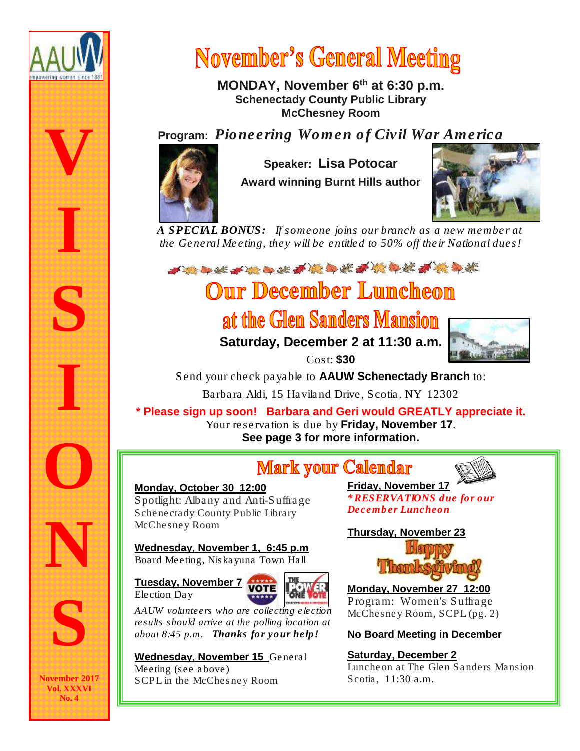AAUW
empowering women since 1881

# VISIONS

November 2017
Vol. XXXVI
No. 4

# November's General Meeting

**MONDAY, November 6th at 6:30 p.m.**
**Schenectady County Public Library**
**McChesney Room**

**Program:** ***Pioneering Women of Civil War America***

**Speaker: Lisa Potocar**
**Award winning Burnt Hills author**

***A SPECIAL BONUS:*** *If someone joins our branch as a new member at the General Meeting, they will be entitled to 50% off their National dues!*

# Our December Luncheon at the Glen Sanders Mansion

**Saturday, December 2 at 11:30 a.m.**

Cost: **$30**

Send your check payable to **AAUW Schenectady Branch** to:

Barbara Aldi, 15 Haviland Drive, Scotia. NY 12302

**\* Please sign up soon! Barbara and Geri would GREATLY appreciate it.**

Your reservation is due by **Friday, November 17**.

**See page 3 for more information.**

## Mark your Calendar

**Monday, October 30 12:00**
Spotlight: Albany and Anti-Suffrage
Schenectady County Public Library
McChesney Room

**Wednesday, November 1, 6:45 p.m**
Board Meeting, Niskayuna Town Hall

**Tuesday, November 7**
Election Day

*AAUW volunteers who are collecting election results should arrive at the polling location at about 8:45 p.m.* ***Thanks for your help!***

**Wednesday, November 15** General Meeting (see above)
SCPL in the McChesney Room

**Friday, November 17**
***\*RESERVATIONS due for our December Luncheon***

**Thursday, November 23**
Happy Thanksgiving!

**Monday, November 27 12:00**
Program: Women's Suffrage
McChesney Room, SCPL (pg. 2)

**No Board Meeting in December**

**Saturday, December 2**
Luncheon at The Glen Sanders Mansion
Scotia, 11:30 a.m.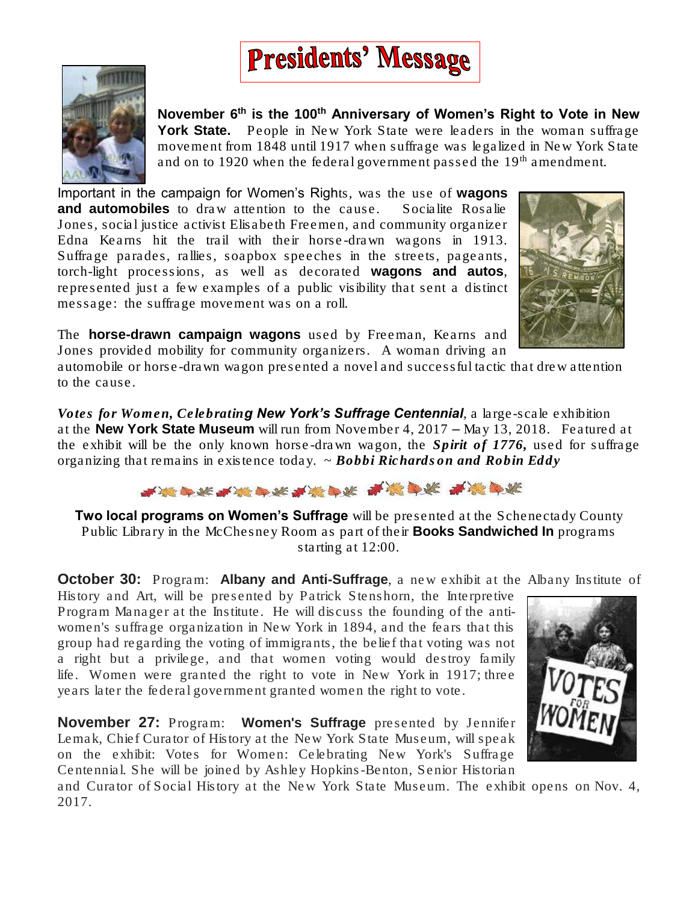# Presidents' Message

**November 6th is the 100th Anniversary of Women's Right to Vote in New York State.** People in New York State were leaders in the woman suffrage movement from 1848 until 1917 when suffrage was legalized in New York State and on to 1920 when the federal government passed the 19th amendment.

Important in the campaign for Women's Rights, was the use of **wagons and automobiles** to draw attention to the cause. Socialite Rosalie Jones, social justice activist Elisabeth Freemen, and community organizer Edna Kearns hit the trail with their horse-drawn wagons in 1913. Suffrage parades, rallies, soapbox speeches in the streets, pageants, torch-light processions, as well as decorated **wagons and autos**, represented just a few examples of a public visibility that sent a distinct message: the suffrage movement was on a roll.

The **horse-drawn campaign wagons** used by Freeman, Kearns and Jones provided mobility for community organizers. A woman driving an automobile or horse-drawn wagon presented a novel and successful tactic that drew attention to the cause.

***Votes for Women, Celebrating New York's Suffrage Centennial***, a large-scale exhibition at the **New York State Museum** will run from November 4, 2017 – May 13, 2018. Featured at the exhibit will be the only known horse-drawn wagon, the ***Spirit of 1776,*** used for suffrage organizing that remains in existence today. ~ ***Bobbi Richardson and Robin Eddy***

**Two local programs on Women's Suffrage** will be presented at the Schenectady County Public Library in the McChesney Room as part of their **Books Sandwiched In** programs starting at 12:00.

**October 30:** Program: **Albany and Anti-Suffrage**, a new exhibit at the Albany Institute of History and Art, will be presented by Patrick Stenshorn, the Interpretive Program Manager at the Institute. He will discuss the founding of the anti-women's suffrage organization in New York in 1894, and the fears that this group had regarding the voting of immigrants, the belief that voting was not a right but a privilege, and that women voting would destroy family life. Women were granted the right to vote in New York in 1917; three years later the federal government granted women the right to vote.

**November 27:** Program: **Women's Suffrage** presented by Jennifer Lemak, Chief Curator of History at the New York State Museum, will speak on the exhibit: Votes for Women: Celebrating New York's Suffrage Centennial. She will be joined by Ashley Hopkins-Benton, Senior Historian and Curator of Social History at the New York State Museum. The exhibit opens on Nov. 4, 2017.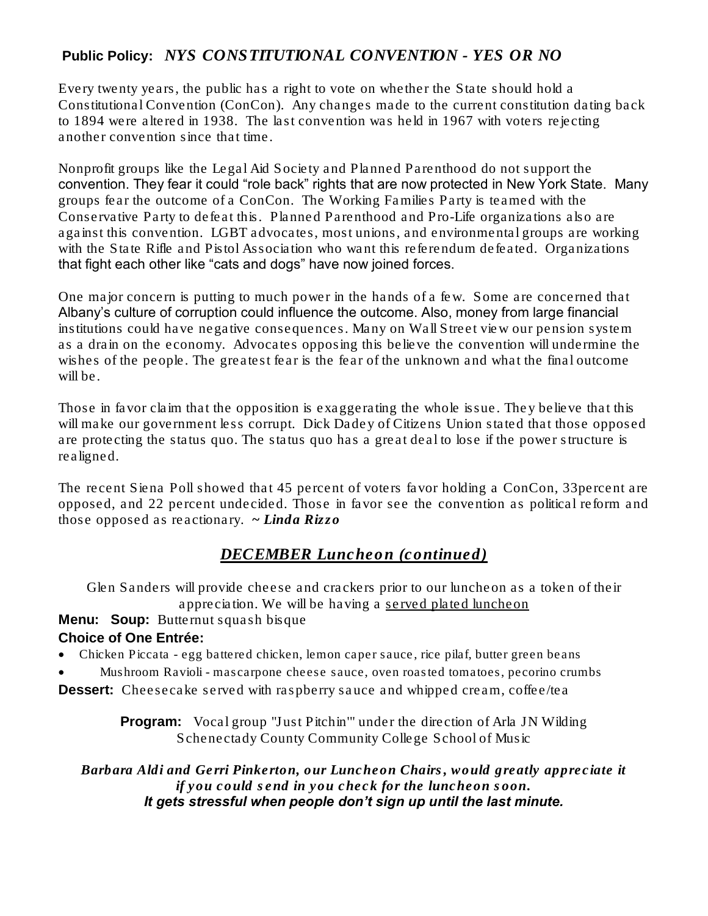## **Public Policy:** *NYS CONSTITUTIONAL CONVENTION - YES OR NO*

Every twenty years, the public has a right to vote on whether the State should hold a Constitutional Convention (ConCon). Any changes made to the current constitution dating back to 1894 were altered in 1938. The last convention was held in 1967 with voters rejecting another convention since that time.

Nonprofit groups like the Legal Aid Society and Planned Parenthood do not support the convention. They fear it could "role back" rights that are now protected in New York State. Many groups fear the outcome of a ConCon. The Working Families Party is teamed with the Conservative Party to defeat this. Planned Parenthood and Pro-Life organizations also are against this convention. LGBT advocates, most unions, and environmental groups are working with the State Rifle and Pistol Association who want this referendum defeated. Organizations that fight each other like "cats and dogs" have now joined forces.

One major concern is putting to much power in the hands of a few. Some are concerned that Albany's culture of corruption could influence the outcome. Also, money from large financial institutions could have negative consequences. Many on Wall Street view our pension system as a drain on the economy. Advocates opposing this believe the convention will undermine the wishes of the people. The greatest fear is the fear of the unknown and what the final outcome will be.

Those in favor claim that the opposition is exaggerating the whole issue. They believe that this will make our government less corrupt. Dick Dadey of Citizens Union stated that those opposed are protecting the status quo. The status quo has a great deal to lose if the power structure is realigned.

The recent Siena Poll showed that 45 percent of voters favor holding a ConCon, 33percent are opposed, and 22 percent undecided. Those in favor see the convention as political reform and those opposed as reactionary. ***~ Linda Rizzo***

## ***DECEMBER Luncheon (continued)***

Glen Sanders will provide cheese and crackers prior to our luncheon as a token of their appreciation. We will be having a served plated luncheon

**Menu:** **Soup:** Butternut squash bisque

**Choice of One Entrée:**

- Chicken Piccata - egg battered chicken, lemon caper sauce, rice pilaf, butter green beans
- Mushroom Ravioli - mascarpone cheese sauce, oven roasted tomatoes, pecorino crumbs

**Dessert:** Cheesecake served with raspberry sauce and whipped cream, coffee/tea

**Program:** Vocal group "Just Pitchin'" under the direction of Arla JN Wilding Schenectady County Community College School of Music

***Barbara Aldi and Gerri Pinkerton, our Luncheon Chairs, would greatly appreciate it if you could send in you check for the luncheon soon.***
***It gets stressful when people don't sign up until the last minute.***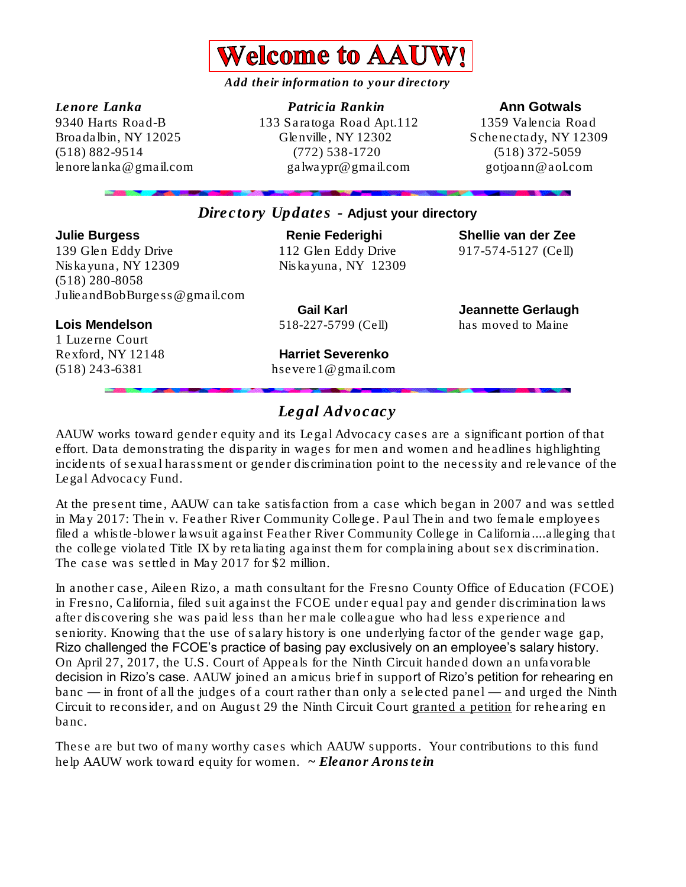# Welcome to AAUW!

***Add their information to your directory***

***Lenore Lanka***
9340 Harts Road-B
Broadalbin, NY 12025
(518) 882-9514
lenorelanka@gmail.com

***Patricia Rankin***
133 Saratoga Road Apt.112
Glenville, NY 12302
(772) 538-1720
galwaypr@gmail.com

**Ann Gotwals**
1359 Valencia Road
Schenectady, NY 12309
(518) 372-5059
gotjoann@aol.com

## *Directory Updates* - Adjust your directory

**Julie Burgess**
139 Glen Eddy Drive
Niskayuna, NY 12309
(518) 280-8058
JulieandBobBurgess@gmail.com

**Renie Federighi**
112 Glen Eddy Drive
Niskayuna, NY 12309

**Shellie van der Zee**
917-574-5127 (Cell)

**Lois Mendelson**
1 Luzerne Court
Rexford, NY 12148
(518) 243-6381

**Gail Karl**
518-227-5799 (Cell)

**Harriet Severenko**
hsevere1@gmail.com

**Jeannette Gerlaugh**
has moved to Maine

## *Legal Advocacy*

AAUW works toward gender equity and its Legal Advocacy cases are a significant portion of that effort. Data demonstrating the disparity in wages for men and women and headlines highlighting incidents of sexual harassment or gender discrimination point to the necessity and relevance of the Legal Advocacy Fund.

At the present time, AAUW can take satisfaction from a case which began in 2007 and was settled in May 2017: Thein v. Feather River Community College. Paul Thein and two female employees filed a whistle-blower lawsuit against Feather River Community College in California....alleging that the college violated Title IX by retaliating against them for complaining about sex discrimination. The case was settled in May 2017 for $2 million.

In another case, Aileen Rizo, a math consultant for the Fresno County Office of Education (FCOE) in Fresno, California, filed suit against the FCOE under equal pay and gender discrimination laws after discovering she was paid less than her male colleague who had less experience and seniority. Knowing that the use of salary history is one underlying factor of the gender wage gap, Rizo challenged the FCOE's practice of basing pay exclusively on an employee's salary history. On April 27, 2017, the U.S. Court of Appeals for the Ninth Circuit handed down an unfavorable decision in Rizo's case. AAUW joined an amicus brief in support of Rizo's petition for rehearing en banc — in front of all the judges of a court rather than only a selected panel — and urged the Ninth Circuit to reconsider, and on August 29 the Ninth Circuit Court granted a petition for rehearing en banc.

These are but two of many worthy cases which AAUW supports. Your contributions to this fund help AAUW work toward equity for women. ~ ***Eleanor Aronstein***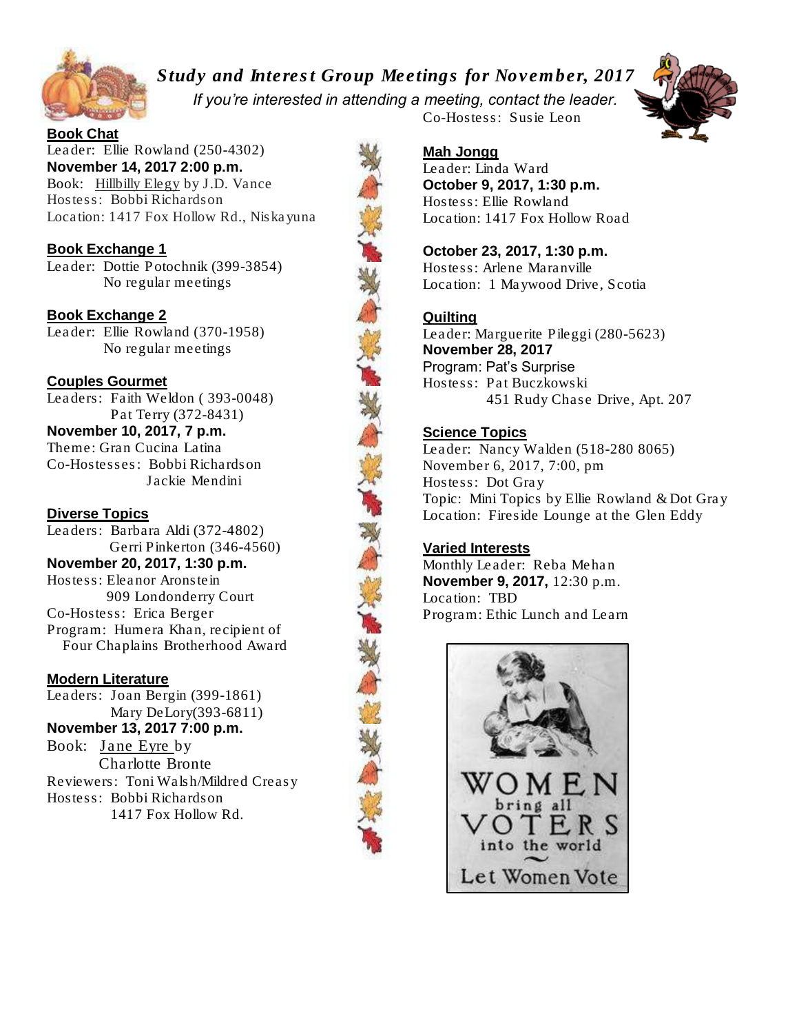# *Study and Interest Group Meetings for November, 2017*

*If you're interested in attending a meeting, contact the leader.*

## Book Chat

Leader: Ellie Rowland (250-4302)
**November 14, 2017 2:00 p.m.**
Book: Hillbilly Elegy by J.D. Vance
Hostess: Bobbi Richardson
Location: 1417 Fox Hollow Rd., Niskayuna

## Book Exchange 1

Leader: Dottie Potochnik (399-3854)
No regular meetings

## Book Exchange 2

Leader: Ellie Rowland (370-1958)
No regular meetings

## Couples Gourmet

Leaders: Faith Weldon ( 393-0048)
Pat Terry (372-8431)
**November 10, 2017, 7 p.m.**
Theme: Gran Cucina Latina
Co-Hostesses: Bobbi Richardson
Jackie Mendini

## Diverse Topics

Leaders: Barbara Aldi (372-4802)
Gerri Pinkerton (346-4560)
**November 20, 2017, 1:30 p.m.**
Hostess: Eleanor Aronstein
909 Londonderry Court
Co-Hostess: Erica Berger
Program: Humera Khan, recipient of Four Chaplains Brotherhood Award

## Modern Literature

Leaders: Joan Bergin (399-1861)
Mary DeLory(393-6811)
**November 13, 2017 7:00 p.m.**
Book: Jane Eyre by Charlotte Bronte
Reviewers: Toni Walsh/Mildred Creasy
Hostess: Bobbi Richardson
1417 Fox Hollow Rd.
Co-Hostess: Susie Leon

## Mah Jongg

Leader: Linda Ward
**October 9, 2017, 1:30 p.m.**
Hostess: Ellie Rowland
Location: 1417 Fox Hollow Road

**October 23, 2017, 1:30 p.m.**
Hostess: Arlene Maranville
Location: 1 Maywood Drive, Scotia

## Quilting

Leader: Marguerite Pileggi (280-5623)
**November 28, 2017**
Program: Pat's Surprise
Hostess: Pat Buczkowski
451 Rudy Chase Drive, Apt. 207

## Science Topics

Leader: Nancy Walden (518-280 8065)
November 6, 2017, 7:00, pm
Hostess: Dot Gray
Topic: Mini Topics by Ellie Rowland & Dot Gray
Location: Fireside Lounge at the Glen Eddy

## Varied Interests

Monthly Leader: Reba Mehan
**November 9, 2017,** 12:30 p.m.
Location: TBD
Program: Ethic Lunch and Learn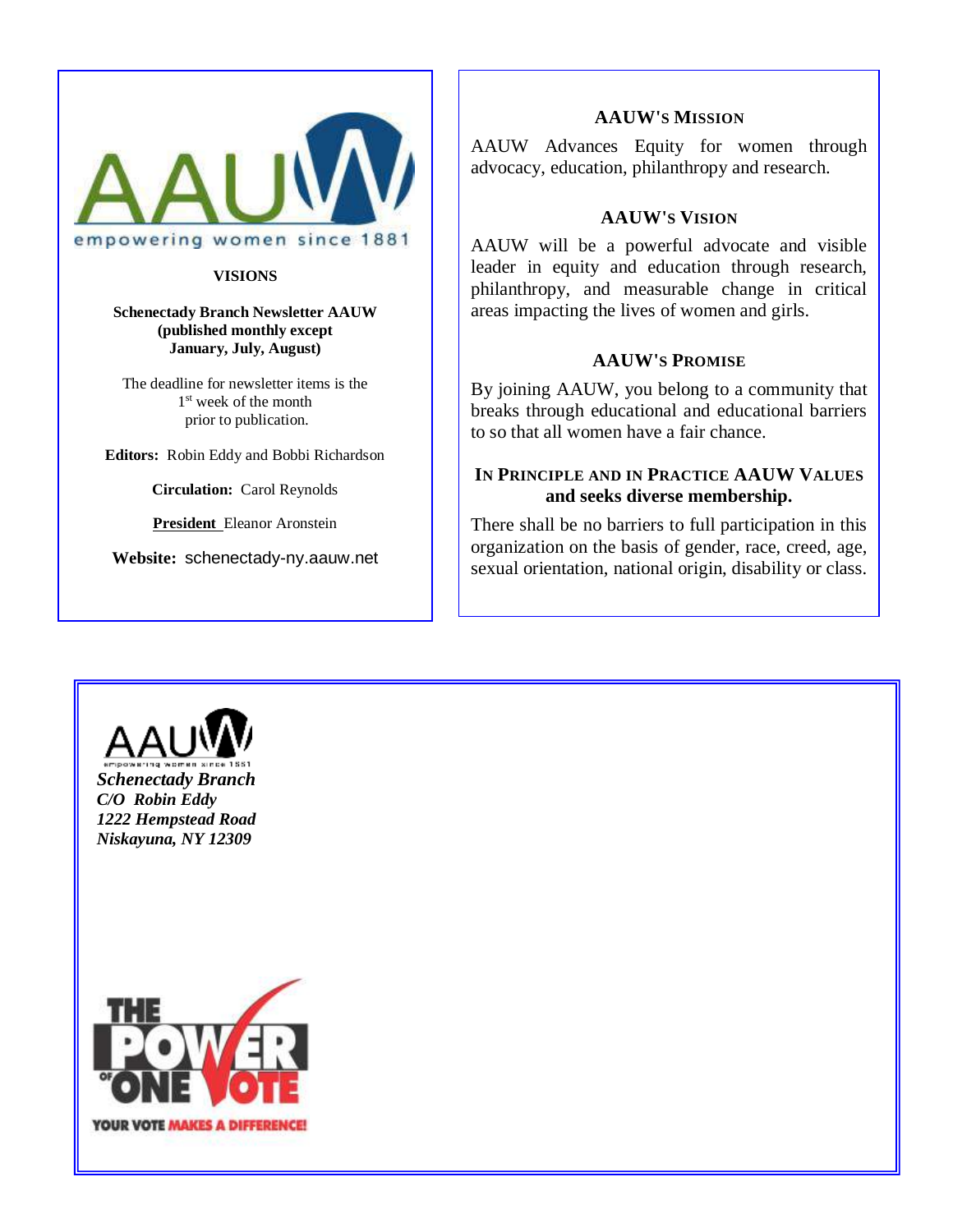AAUW

empowering women since 1881

**VISIONS**

**Schenectady Branch Newsletter AAUW**
**(published monthly except**
**January, July, August)**

The deadline for newsletter items is the 1st week of the month prior to publication.

**Editors:** Robin Eddy and Bobbi Richardson

**Circulation:** Carol Reynolds

**President** Eleanor Aronstein

**Website:** schenectady-ny.aauw.net

### AAUW'S MISSION

AAUW Advances Equity for women through advocacy, education, philanthropy and research.

### AAUW'S VISION

AAUW will be a powerful advocate and visible leader in equity and education through research, philanthropy, and measurable change in critical areas impacting the lives of women and girls.

### AAUW'S PROMISE

By joining AAUW, you belong to a community that breaks through educational and educational barriers to so that all women have a fair chance.

### IN PRINCIPLE AND IN PRACTICE AAUW VALUES and seeks diverse membership.

There shall be no barriers to full participation in this organization on the basis of gender, race, creed, age, sexual orientation, national origin, disability or class.

AAUW

empowering women since 1881

*Schenectady Branch*
*C/O Robin Eddy*
*1222 Hempstead Road*
*Niskayuna, NY 12309*

THE POWER OF ONE VOTE

YOUR VOTE MAKES A DIFFERENCE!